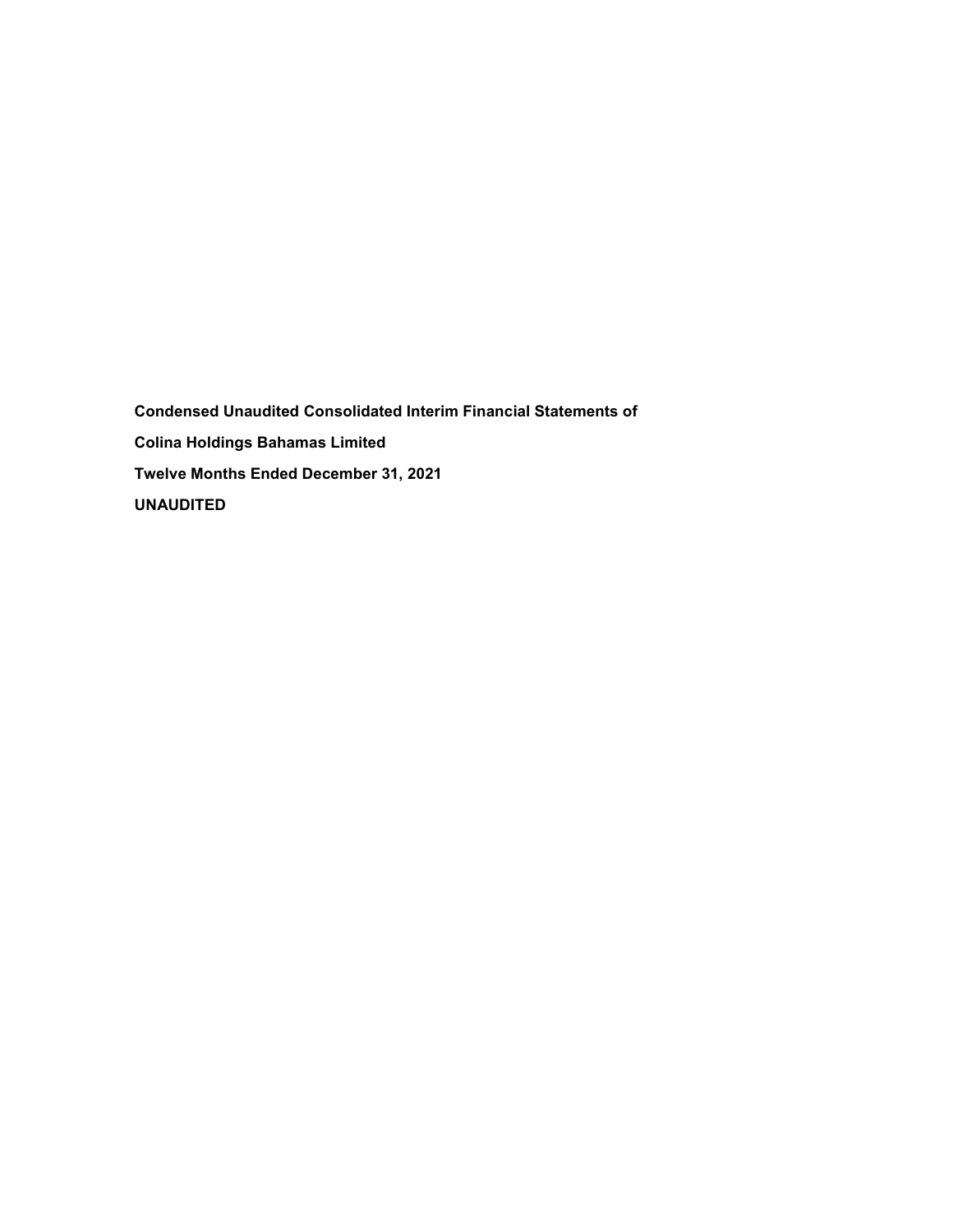**Condensed Unaudited Consolidated Interim Financial Statements of**

**Colina Holdings Bahamas Limited**

**Twelve Months Ended December 31, 2021**

**UNAUDITED**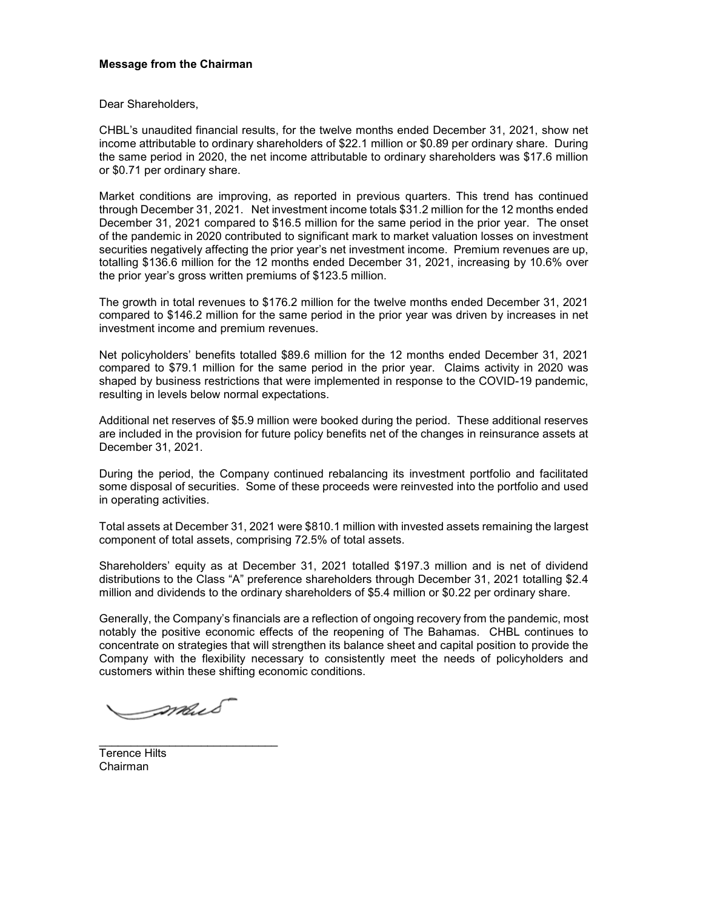**Message from the Chairman**

Dear Shareholders,

CHBL's unaudited financial results, for the twelve months ended December 31, 2021, show net income attributable to ordinary shareholders of $22.1 million or $0.89 per ordinary share. During the same period in 2020, the net income attributable to ordinary shareholders was $17.6 million or $0.71 per ordinary share.

Market conditions are improving, as reported in previous quarters. This trend has continued through December 31, 2021. Net investment income totals $31.2 million for the 12 months ended December 31, 2021 compared to $16.5 million for the same period in the prior year. The onset of the pandemic in 2020 contributed to significant mark to market valuation losses on investment securities negatively affecting the prior year's net investment income. Premium revenues are up, totalling $136.6 million for the 12 months ended December 31, 2021, increasing by 10.6% over the prior year's gross written premiums of $123.5 million.

The growth in total revenues to $176.2 million for the twelve months ended December 31, 2021 compared to $146.2 million for the same period in the prior year was driven by increases in net investment income and premium revenues.

Net policyholders' benefits totalled $89.6 million for the 12 months ended December 31, 2021 compared to $79.1 million for the same period in the prior year. Claims activity in 2020 was shaped by business restrictions that were implemented in response to the COVID-19 pandemic, resulting in levels below normal expectations.

Additional net reserves of $5.9 million were booked during the period. These additional reserves are included in the provision for future policy benefits net of the changes in reinsurance assets at December 31, 2021.

During the period, the Company continued rebalancing its investment portfolio and facilitated some disposal of securities. Some of these proceeds were reinvested into the portfolio and used in operating activities.

Total assets at December 31, 2021 were $810.1 million with invested assets remaining the largest component of total assets, comprising 72.5% of total assets.

Shareholders' equity as at December 31, 2021 totalled $197.3 million and is net of dividend distributions to the Class "A" preference shareholders through December 31, 2021 totalling $2.4 million and dividends to the ordinary shareholders of $5.4 million or $0.22 per ordinary share.

Generally, the Company's financials are a reflection of ongoing recovery from the pandemic, most notably the positive economic effects of the reopening of The Bahamas. CHBL continues to concentrate on strategies that will strengthen its balance sheet and capital position to provide the Company with the flexibility necessary to consistently meet the needs of policyholders and customers within these shifting economic conditions.

Terence Hilts
Chairman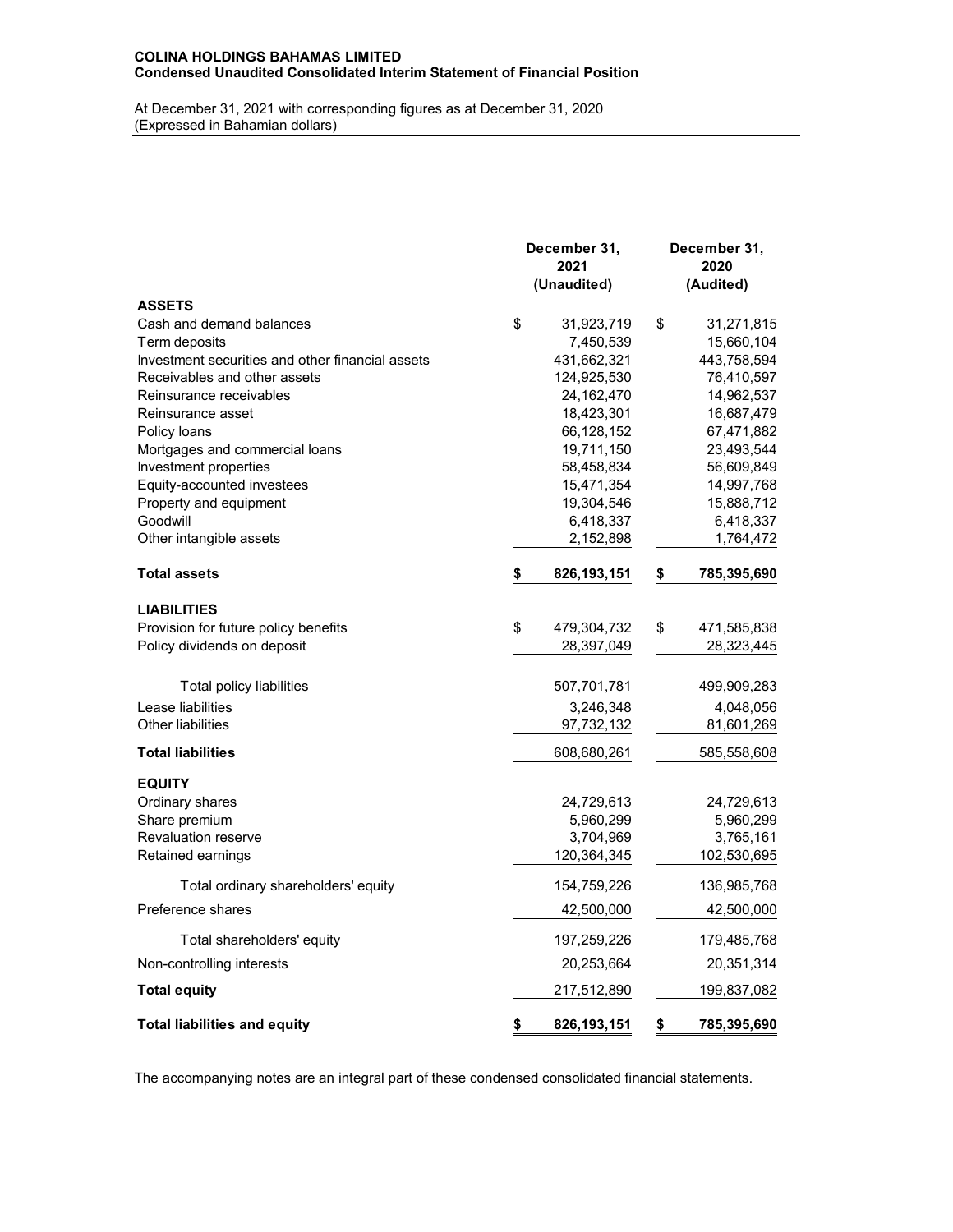**COLINA HOLDINGS BAHAMAS LIMITED**
**Condensed Unaudited Consolidated Interim Statement of Financial Position**

At December 31, 2021 with corresponding figures as at December 31, 2020
(Expressed in Bahamian dollars)

| | December 31, 2021 (Unaudited) | December 31, 2020 (Audited) |
|---|---|---|
| **ASSETS** | | |
| Cash and demand balances | $ 31,923,719 | $ 31,271,815 |
| Term deposits | 7,450,539 | 15,660,104 |
| Investment securities and other financial assets | 431,662,321 | 443,758,594 |
| Receivables and other assets | 124,925,530 | 76,410,597 |
| Reinsurance receivables | 24,162,470 | 14,962,537 |
| Reinsurance asset | 18,423,301 | 16,687,479 |
| Policy loans | 66,128,152 | 67,471,882 |
| Mortgages and commercial loans | 19,711,150 | 23,493,544 |
| Investment properties | 58,458,834 | 56,609,849 |
| Equity-accounted investees | 15,471,354 | 14,997,768 |
| Property and equipment | 19,304,546 | 15,888,712 |
| Goodwill | 6,418,337 | 6,418,337 |
| Other intangible assets | 2,152,898 | 1,764,472 |
| **Total assets** | **$ 826,193,151** | **$ 785,395,690** |
| **LIABILITIES** | | |
| Provision for future policy benefits | $ 479,304,732 | $ 471,585,838 |
| Policy dividends on deposit | 28,397,049 | 28,323,445 |
| Total policy liabilities | 507,701,781 | 499,909,283 |
| Lease liabilities | 3,246,348 | 4,048,056 |
| Other liabilities | 97,732,132 | 81,601,269 |
| **Total liabilities** | 608,680,261 | 585,558,608 |
| **EQUITY** | | |
| Ordinary shares | 24,729,613 | 24,729,613 |
| Share premium | 5,960,299 | 5,960,299 |
| Revaluation reserve | 3,704,969 | 3,765,161 |
| Retained earnings | 120,364,345 | 102,530,695 |
| Total ordinary shareholders' equity | 154,759,226 | 136,985,768 |
| Preference shares | 42,500,000 | 42,500,000 |
| Total shareholders' equity | 197,259,226 | 179,485,768 |
| Non-controlling interests | 20,253,664 | 20,351,314 |
| **Total equity** | 217,512,890 | 199,837,082 |
| **Total liabilities and equity** | **$ 826,193,151** | **$ 785,395,690** |

The accompanying notes are an integral part of these condensed consolidated financial statements.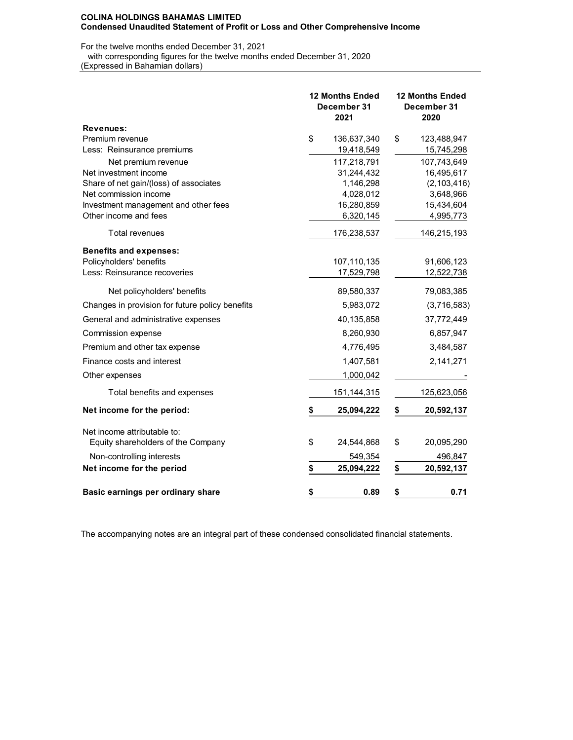**COLINA HOLDINGS BAHAMAS LIMITED**
**Condensed Unaudited Statement of Profit or Loss and Other Comprehensive Income**

For the twelve months ended December 31, 2021
with corresponding figures for the twelve months ended December 31, 2020
(Expressed in Bahamian dollars)

| | 12 Months Ended December 31 2021 | 12 Months Ended December 31 2020 |
|---|---|---|
| **Revenues:** | | |
| Premium revenue | $ 136,637,340 | $ 123,488,947 |
| Less: Reinsurance premiums | 19,418,549 | 15,745,298 |
| Net premium revenue | 117,218,791 | 107,743,649 |
| Net investment income | 31,244,432 | 16,495,617 |
| Share of net gain/(loss) of associates | 1,146,298 | (2,103,416) |
| Net commission income | 4,028,012 | 3,648,966 |
| Investment management and other fees | 16,280,859 | 15,434,604 |
| Other income and fees | 6,320,145 | 4,995,773 |
| Total revenues | 176,238,537 | 146,215,193 |
| **Benefits and expenses:** | | |
| Policyholders' benefits | 107,110,135 | 91,606,123 |
| Less: Reinsurance recoveries | 17,529,798 | 12,522,738 |
| Net policyholders' benefits | 89,580,337 | 79,083,385 |
| Changes in provision for future policy benefits | 5,983,072 | (3,716,583) |
| General and administrative expenses | 40,135,858 | 37,772,449 |
| Commission expense | 8,260,930 | 6,857,947 |
| Premium and other tax expense | 4,776,495 | 3,484,587 |
| Finance costs and interest | 1,407,581 | 2,141,271 |
| Other expenses | 1,000,042 | - |
| Total benefits and expenses | 151,144,315 | 125,623,056 |
| **Net income for the period:** | **$ 25,094,222** | **$ 20,592,137** |
| Net income attributable to: | | |
| Equity shareholders of the Company | $ 24,544,868 | $ 20,095,290 |
| Non-controlling interests | 549,354 | 496,847 |
| **Net income for the period** | **$ 25,094,222** | **$ 20,592,137** |
| **Basic earnings per ordinary share** | **$ 0.89** | **$ 0.71** |

The accompanying notes are an integral part of these condensed consolidated financial statements.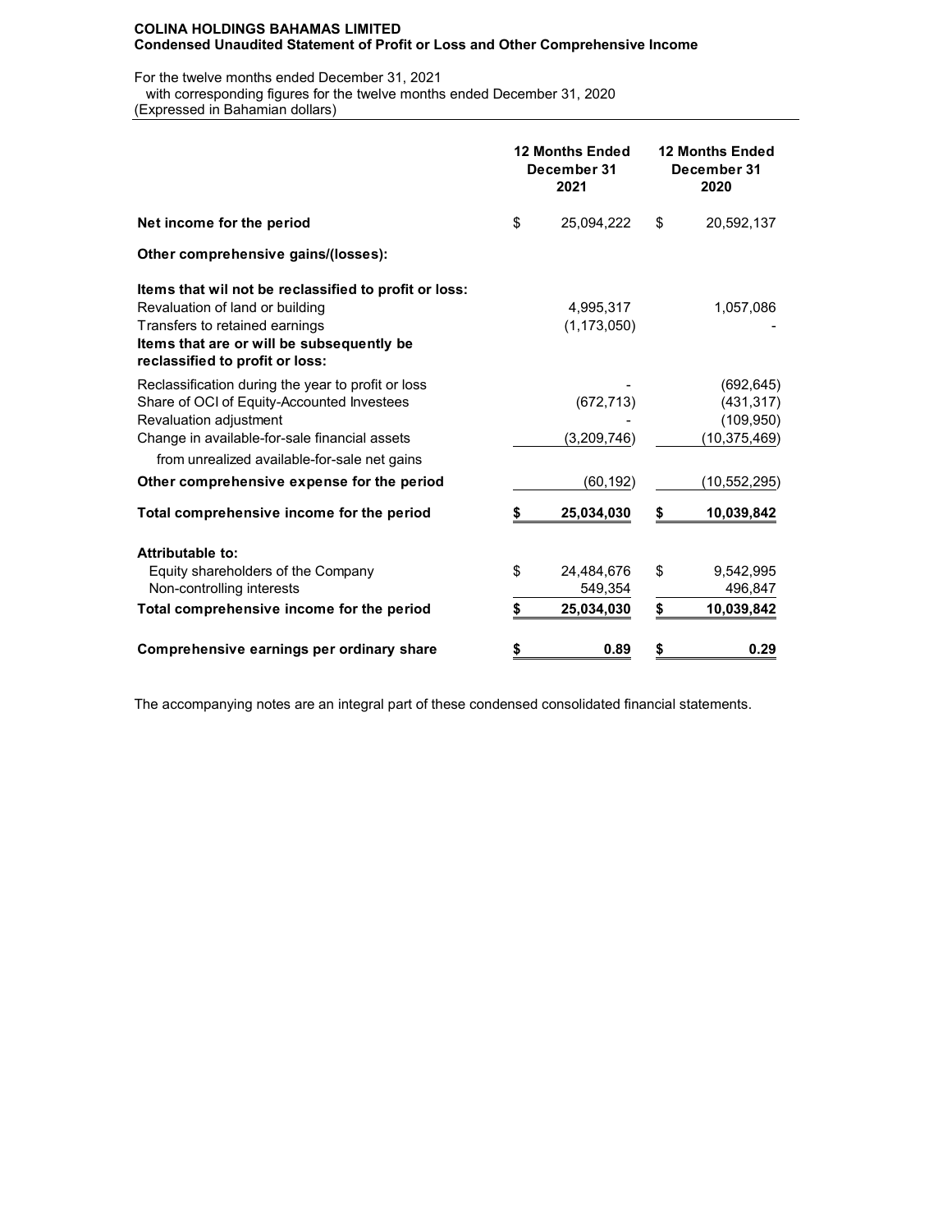**COLINA HOLDINGS BAHAMAS LIMITED**
**Condensed Unaudited Statement of Profit or Loss and Other Comprehensive Income**

For the twelve months ended December 31, 2021
with corresponding figures for the twelve months ended December 31, 2020
(Expressed in Bahamian dollars)

| | 12 Months Ended December 31 2021 | 12 Months Ended December 31 2020 |
|---|---|---|
| **Net income for the period** | $ 25,094,222 | $ 20,592,137 |
| **Other comprehensive gains/(losses):** | | |
| **Items that wil not be reclassified to profit or loss:** | | |
| Revaluation of land or building | 4,995,317 | 1,057,086 |
| Transfers to retained earnings | (1,173,050) | - |
| **Items that are or will be subsequently be reclassified to profit or loss:** | | |
| Reclassification during the year to profit or loss | - | (692,645) |
| Share of OCI of Equity-Accounted Investees | (672,713) | (431,317) |
| Revaluation adjustment | - | (109,950) |
| Change in available-for-sale financial assets from unrealized available-for-sale net gains | (3,209,746) | (10,375,469) |
| **Other comprehensive expense for the period** | (60,192) | (10,552,295) |
| **Total comprehensive income for the period** | **$ 25,034,030** | **$ 10,039,842** |
| **Attributable to:** | | |
| Equity shareholders of the Company | $ 24,484,676 | $ 9,542,995 |
| Non-controlling interests | 549,354 | 496,847 |
| **Total comprehensive income for the period** | **$ 25,034,030** | **$ 10,039,842** |
| **Comprehensive earnings per ordinary share** | **$ 0.89** | **$ 0.29** |

The accompanying notes are an integral part of these condensed consolidated financial statements.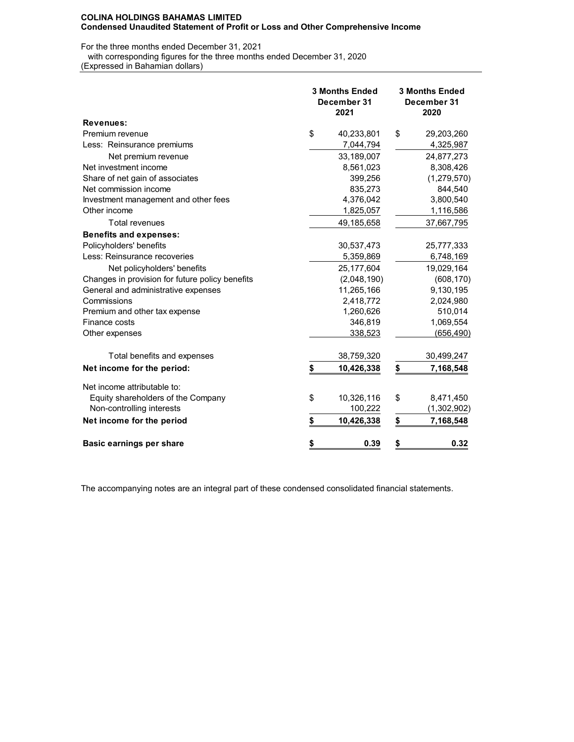**COLINA HOLDINGS BAHAMAS LIMITED**
**Condensed Unaudited Statement of Profit or Loss and Other Comprehensive Income**

For the three months ended December 31, 2021
with corresponding figures for the three months ended December 31, 2020
(Expressed in Bahamian dollars)

| | 3 Months Ended December 31 2021 | 3 Months Ended December 31 2020 |
|---|---|---|
| **Revenues:** | | |
| Premium revenue | $ 40,233,801 | $ 29,203,260 |
| Less: Reinsurance premiums | 7,044,794 | 4,325,987 |
| Net premium revenue | 33,189,007 | 24,877,273 |
| Net investment income | 8,561,023 | 8,308,426 |
| Share of net gain of associates | 399,256 | (1,279,570) |
| Net commission income | 835,273 | 844,540 |
| Investment management and other fees | 4,376,042 | 3,800,540 |
| Other income | 1,825,057 | 1,116,586 |
| Total revenues | 49,185,658 | 37,667,795 |
| **Benefits and expenses:** | | |
| Policyholders' benefits | 30,537,473 | 25,777,333 |
| Less: Reinsurance recoveries | 5,359,869 | 6,748,169 |
| Net policyholders' benefits | 25,177,604 | 19,029,164 |
| Changes in provision for future policy benefits | (2,048,190) | (608,170) |
| General and administrative expenses | 11,265,166 | 9,130,195 |
| Commissions | 2,418,772 | 2,024,980 |
| Premium and other tax expense | 1,260,626 | 510,014 |
| Finance costs | 346,819 | 1,069,554 |
| Other expenses | 338,523 | (656,490) |
| Total benefits and expenses | 38,759,320 | 30,499,247 |
| **Net income for the period:** | **$ 10,426,338** | **$ 7,168,548** |
| Net income attributable to: | | |
| Equity shareholders of the Company | $ 10,326,116 | $ 8,471,450 |
| Non-controlling interests | 100,222 | (1,302,902) |
| **Net income for the period** | **$ 10,426,338** | **$ 7,168,548** |
| **Basic earnings per share** | **$ 0.39** | **$ 0.32** |

The accompanying notes are an integral part of these condensed consolidated financial statements.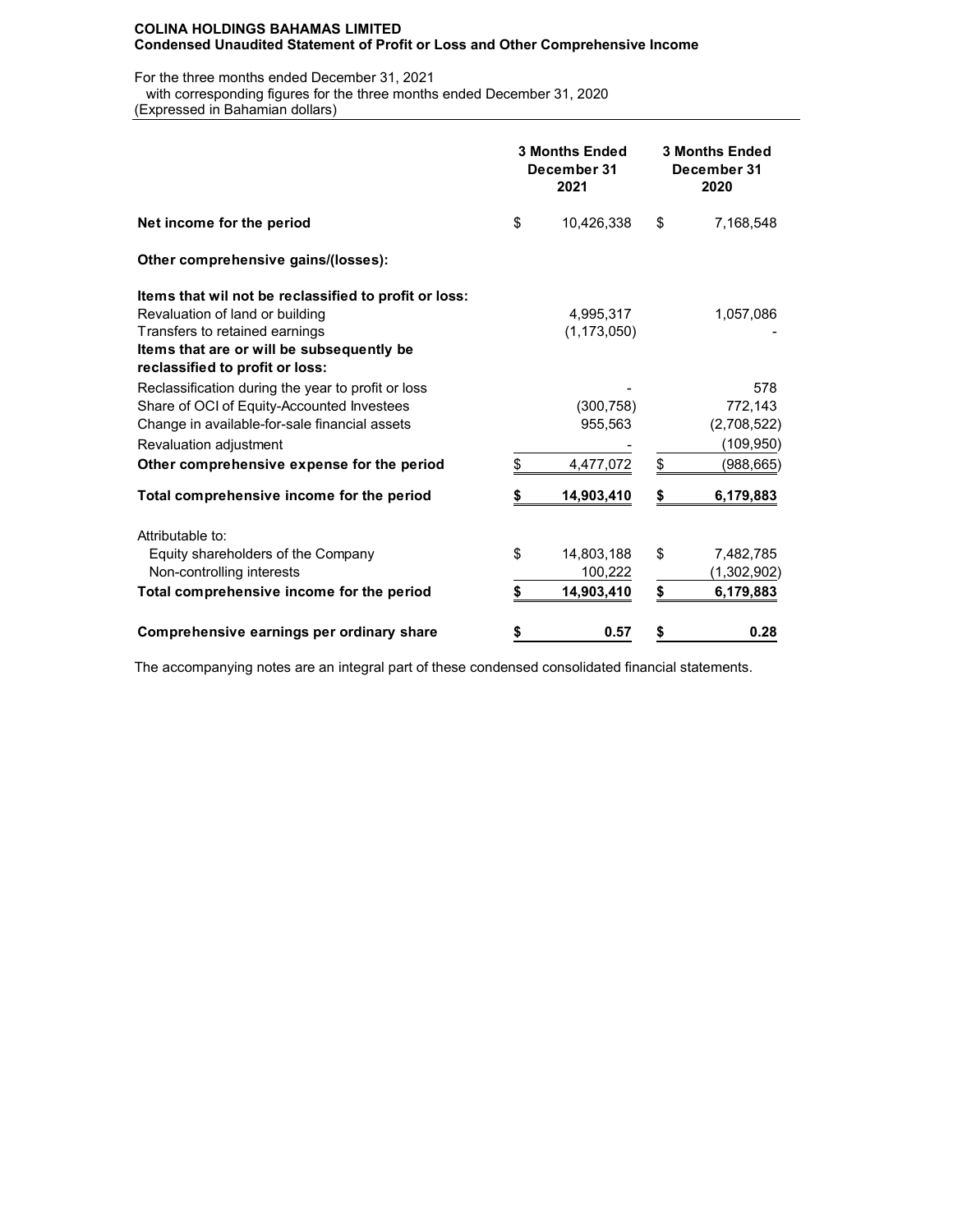**COLINA HOLDINGS BAHAMAS LIMITED**
**Condensed Unaudited Statement of Profit or Loss and Other Comprehensive Income**

For the three months ended December 31, 2021
with corresponding figures for the three months ended December 31, 2020
(Expressed in Bahamian dollars)

| | 3 Months Ended December 31 2021 | 3 Months Ended December 31 2020 |
|---|---|---|
| **Net income for the period** | $ 10,426,338 | $ 7,168,548 |
| **Other comprehensive gains/(losses):** | | |
| **Items that wil not be reclassified to profit or loss:** | | |
| Revaluation of land or building | 4,995,317 | 1,057,086 |
| Transfers to retained earnings | (1,173,050) | - |
| **Items that are or will be subsequently be reclassified to profit or loss:** | | |
| Reclassification during the year to profit or loss | - | 578 |
| Share of OCI of Equity-Accounted Investees | (300,758) | 772,143 |
| Change in available-for-sale financial assets | 955,563 | (2,708,522) |
| Revaluation adjustment | - | (109,950) |
| **Other comprehensive expense for the period** | $ 4,477,072 | $ (988,665) |
| **Total comprehensive income for the period** | **$ 14,903,410** | **$ 6,179,883** |
| Attributable to: | | |
| Equity shareholders of the Company | $ 14,803,188 | $ 7,482,785 |
| Non-controlling interests | 100,222 | (1,302,902) |
| **Total comprehensive income for the period** | **$ 14,903,410** | **$ 6,179,883** |
| **Comprehensive earnings per ordinary share** | **$ 0.57** | **$ 0.28** |

The accompanying notes are an integral part of these condensed consolidated financial statements.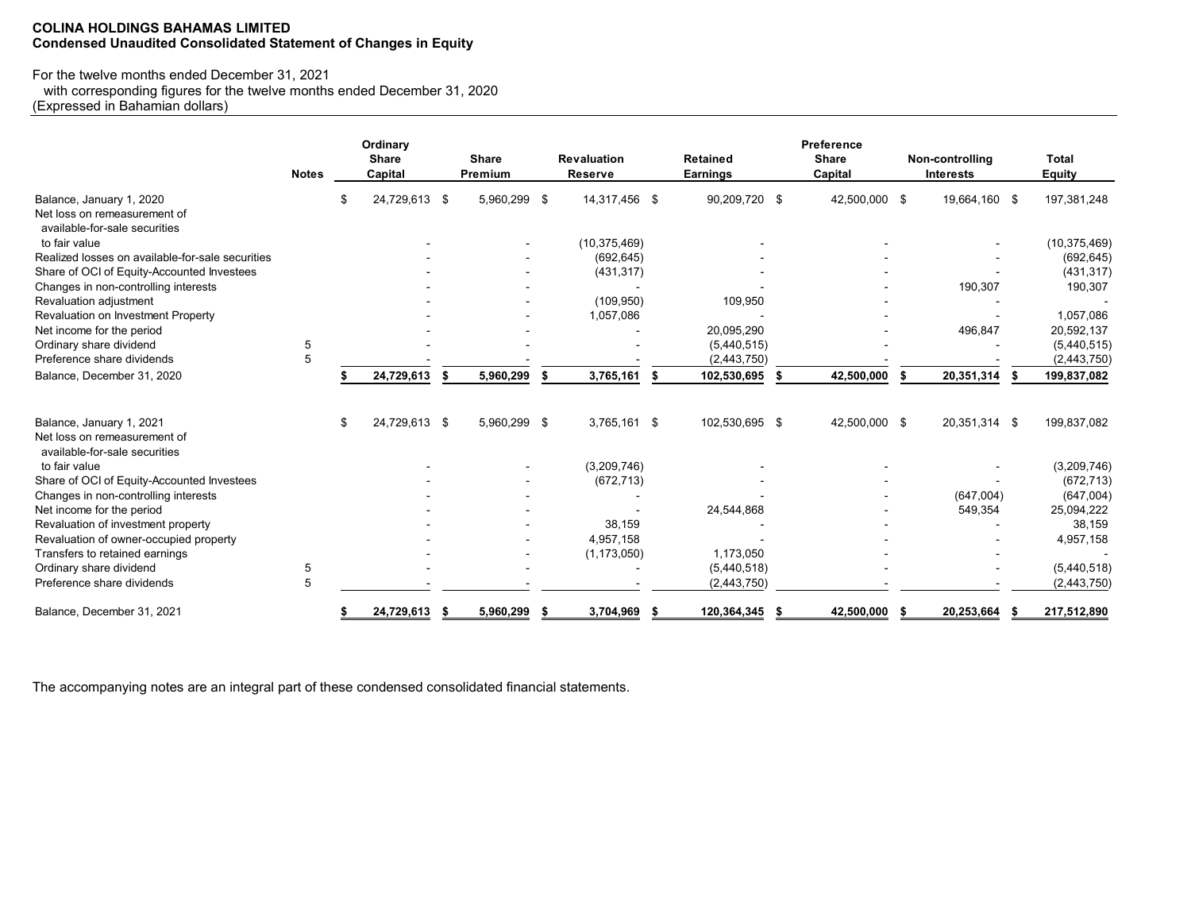**COLINA HOLDINGS BAHAMAS LIMITED**
**Condensed Unaudited Consolidated Statement of Changes in Equity**

For the twelve months ended December 31, 2021
with corresponding figures for the twelve months ended December 31, 2020
(Expressed in Bahamian dollars)

| | Notes | Ordinary Share Capital | Share Premium | Revaluation Reserve | Retained Earnings | Preference Share Capital | Non-controlling Interests | Total Equity |
|---|---|---|---|---|---|---|---|---|
| Balance, January 1, 2020 | | $ 24,729,613 | $ 5,960,299 | $ 14,317,456 | $ 90,209,720 | $ 42,500,000 | $ 19,664,160 | $ 197,381,248 |
| Net loss on remeasurement of available-for-sale securities to fair value | | - | - | (10,375,469) | - | - | - | (10,375,469) |
| Realized losses on available-for-sale securities | | - | - | (692,645) | - | - | - | (692,645) |
| Share of OCI of Equity-Accounted Investees | | - | - | (431,317) | - | - | - | (431,317) |
| Changes in non-controlling interests | | - | - | - | - | - | 190,307 | 190,307 |
| Revaluation adjustment | | - | - | (109,950) | 109,950 | - | - | - |
| Revaluation on Investment Property | | - | - | 1,057,086 | - | - | - | 1,057,086 |
| Net income for the period | | - | - | - | 20,095,290 | - | 496,847 | 20,592,137 |
| Ordinary share dividend | 5 | - | - | - | (5,440,515) | - | - | (5,440,515) |
| Preference share dividends | 5 | - | - | - | (2,443,750) | - | - | (2,443,750) |
| **Balance, December 31, 2020** | | **$ 24,729,613** | **$ 5,960,299** | **$ 3,765,161** | **$ 102,530,695** | **$ 42,500,000** | **$ 20,351,314** | **$ 199,837,082** |
| | | | | | | | | |
| Balance, January 1, 2021 | | $ 24,729,613 | $ 5,960,299 | $ 3,765,161 | $ 102,530,695 | $ 42,500,000 | $ 20,351,314 | $ 199,837,082 |
| Net loss on remeasurement of available-for-sale securities to fair value | | - | - | (3,209,746) | - | - | - | (3,209,746) |
| Share of OCI of Equity-Accounted Investees | | - | - | (672,713) | - | - | - | (672,713) |
| Changes in non-controlling interests | | - | - | - | - | - | (647,004) | (647,004) |
| Net income for the period | | - | - | - | 24,544,868 | - | 549,354 | 25,094,222 |
| Revaluation of investment property | | - | - | 38,159 | - | - | - | 38,159 |
| Revaluation of owner-occupied property | | - | - | 4,957,158 | - | - | - | 4,957,158 |
| Transfers to retained earnings | | - | - | (1,173,050) | 1,173,050 | - | - | - |
| Ordinary share dividend | 5 | - | - | - | (5,440,518) | - | - | (5,440,518) |
| Preference share dividends | 5 | - | - | - | (2,443,750) | - | - | (2,443,750) |
| **Balance, December 31, 2021** | | **$ 24,729,613** | **$ 5,960,299** | **$ 3,704,969** | **$ 120,364,345** | **$ 42,500,000** | **$ 20,253,664** | **$ 217,512,890** |

The accompanying notes are an integral part of these condensed consolidated financial statements.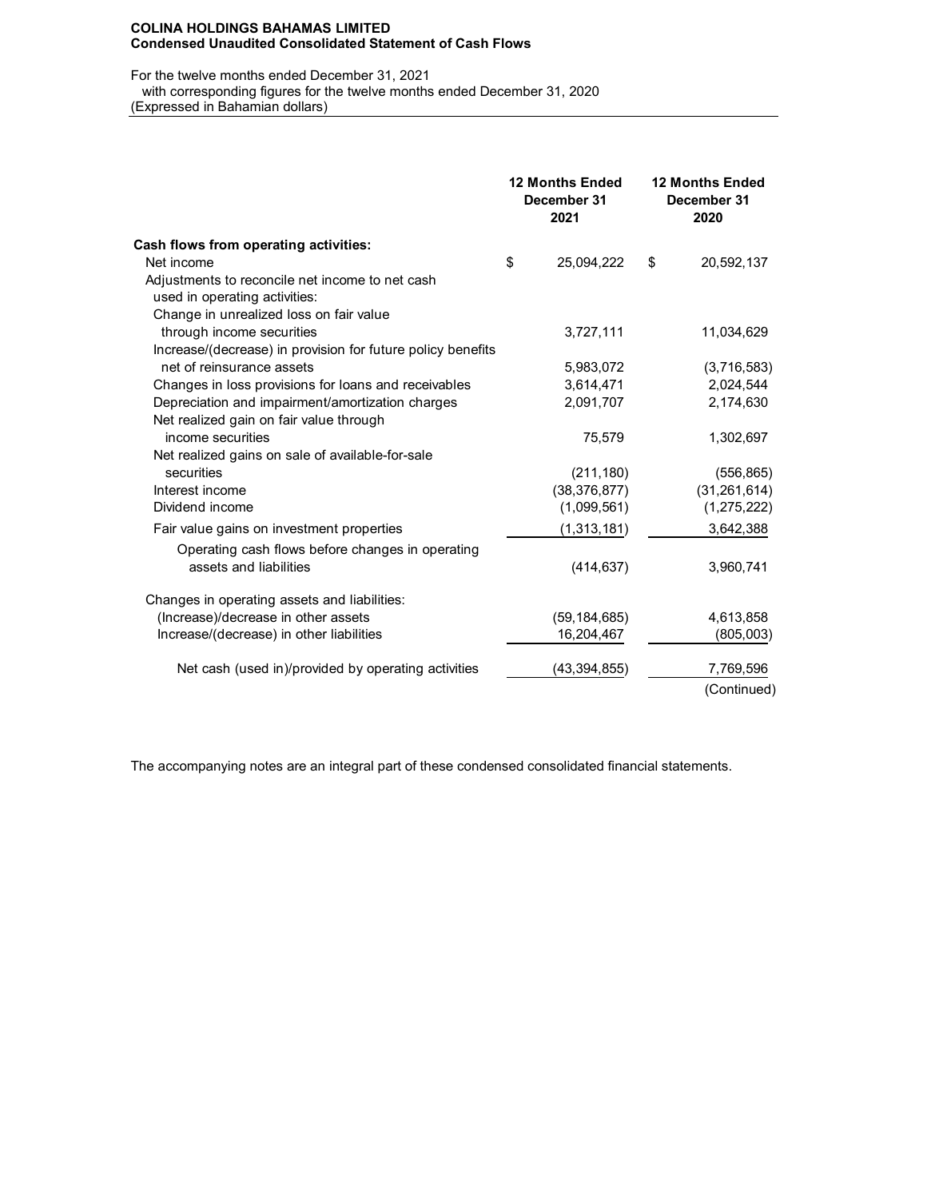**COLINA HOLDINGS BAHAMAS LIMITED**
**Condensed Unaudited Consolidated Statement of Cash Flows**

For the twelve months ended December 31, 2021
with corresponding figures for the twelve months ended December 31, 2020
(Expressed in Bahamian dollars)

| | 12 Months Ended December 31 2021 | 12 Months Ended December 31 2020 |
|---|---|---|
| **Cash flows from operating activities:** | | |
| Net income | $ 25,094,222 | $ 20,592,137 |
| Adjustments to reconcile net income to net cash used in operating activities: | | |
| Change in unrealized loss on fair value through income securities | 3,727,111 | 11,034,629 |
| Increase/(decrease) in provision for future policy benefits net of reinsurance assets | 5,983,072 | (3,716,583) |
| Changes in loss provisions for loans and receivables | 3,614,471 | 2,024,544 |
| Depreciation and impairment/amortization charges | 2,091,707 | 2,174,630 |
| Net realized gain on fair value through income securities | 75,579 | 1,302,697 |
| Net realized gains on sale of available-for-sale securities | (211,180) | (556,865) |
| Interest income | (38,376,877) | (31,261,614) |
| Dividend income | (1,099,561) | (1,275,222) |
| Fair value gains on investment properties | (1,313,181) | 3,642,388 |
| Operating cash flows before changes in operating assets and liabilities | (414,637) | 3,960,741 |
| Changes in operating assets and liabilities: | | |
| (Increase)/decrease in other assets | (59,184,685) | 4,613,858 |
| Increase/(decrease) in other liabilities | 16,204,467 | (805,003) |
| Net cash (used in)/provided by operating activities | (43,394,855) | 7,769,596 |

(Continued)

The accompanying notes are an integral part of these condensed consolidated financial statements.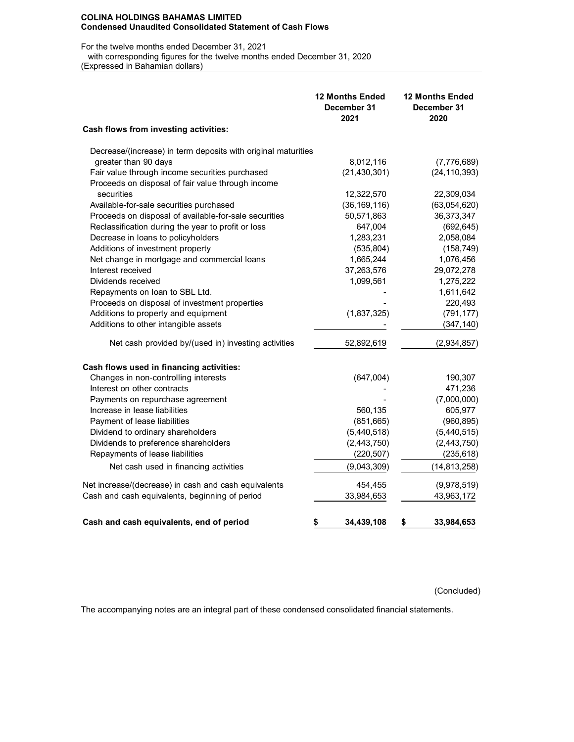**COLINA HOLDINGS BAHAMAS LIMITED**
**Condensed Unaudited Consolidated Statement of Cash Flows**

For the twelve months ended December 31, 2021
with corresponding figures for the twelve months ended December 31, 2020
(Expressed in Bahamian dollars)

| | 12 Months Ended December 31 2021 | 12 Months Ended December 31 2020 |
|---|---|---|
| **Cash flows from investing activities:** | | |
| Decrease/(increase) in term deposits with original maturities greater than 90 days | 8,012,116 | (7,776,689) |
| Fair value through income securities purchased | (21,430,301) | (24,110,393) |
| Proceeds on disposal of fair value through income securities | 12,322,570 | 22,309,034 |
| Available-for-sale securities purchased | (36,169,116) | (63,054,620) |
| Proceeds on disposal of available-for-sale securities | 50,571,863 | 36,373,347 |
| Reclassification during the year to profit or loss | 647,004 | (692,645) |
| Decrease in loans to policyholders | 1,283,231 | 2,058,084 |
| Additions of investment property | (535,804) | (158,749) |
| Net change in mortgage and commercial loans | 1,665,244 | 1,076,456 |
| Interest received | 37,263,576 | 29,072,278 |
| Dividends received | 1,099,561 | 1,275,222 |
| Repayments on loan to SBL Ltd. | - | 1,611,642 |
| Proceeds on disposal of investment properties | - | 220,493 |
| Additions to property and equipment | (1,837,325) | (791,177) |
| Additions to other intangible assets | - | (347,140) |
| Net cash provided by/(used in) investing activities | 52,892,619 | (2,934,857) |
| **Cash flows used in financing activities:** | | |
| Changes in non-controlling interests | (647,004) | 190,307 |
| Interest on other contracts | - | 471,236 |
| Payments on repurchase agreement | - | (7,000,000) |
| Increase in lease liabilities | 560,135 | 605,977 |
| Payment of lease liabilities | (851,665) | (960,895) |
| Dividend to ordinary shareholders | (5,440,518) | (5,440,515) |
| Dividends to preference shareholders | (2,443,750) | (2,443,750) |
| Repayments of lease liabilities | (220,507) | (235,618) |
| Net cash used in financing activities | (9,043,309) | (14,813,258) |
| Net increase/(decrease) in cash and cash equivalents | 454,455 | (9,978,519) |
| Cash and cash equivalents, beginning of period | 33,984,653 | 43,963,172 |
| **Cash and cash equivalents, end of period** | **$ 34,439,108** | **$ 33,984,653** |

(Concluded)

The accompanying notes are an integral part of these condensed consolidated financial statements.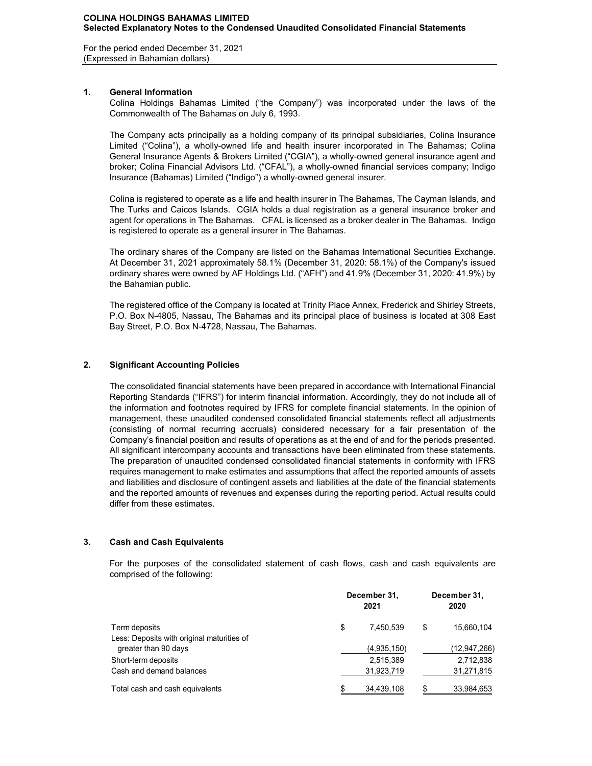**COLINA HOLDINGS BAHAMAS LIMITED**
**Selected Explanatory Notes to the Condensed Unaudited Consolidated Financial Statements**

For the period ended December 31, 2021
(Expressed in Bahamian dollars)

## 1. General Information

Colina Holdings Bahamas Limited ("the Company") was incorporated under the laws of the Commonwealth of The Bahamas on July 6, 1993.

The Company acts principally as a holding company of its principal subsidiaries, Colina Insurance Limited ("Colina"), a wholly-owned life and health insurer incorporated in The Bahamas; Colina General Insurance Agents & Brokers Limited ("CGIA"), a wholly-owned general insurance agent and broker; Colina Financial Advisors Ltd. ("CFAL"), a wholly-owned financial services company; Indigo Insurance (Bahamas) Limited ("Indigo") a wholly-owned general insurer.

Colina is registered to operate as a life and health insurer in The Bahamas, The Cayman Islands, and The Turks and Caicos Islands. CGIA holds a dual registration as a general insurance broker and agent for operations in The Bahamas. CFAL is licensed as a broker dealer in The Bahamas. Indigo is registered to operate as a general insurer in The Bahamas.

The ordinary shares of the Company are listed on the Bahamas International Securities Exchange. At December 31, 2021 approximately 58.1% (December 31, 2020: 58.1%) of the Company's issued ordinary shares were owned by AF Holdings Ltd. ("AFH") and 41.9% (December 31, 2020: 41.9%) by the Bahamian public.

The registered office of the Company is located at Trinity Place Annex, Frederick and Shirley Streets, P.O. Box N-4805, Nassau, The Bahamas and its principal place of business is located at 308 East Bay Street, P.O. Box N-4728, Nassau, The Bahamas.

## 2. Significant Accounting Policies

The consolidated financial statements have been prepared in accordance with International Financial Reporting Standards ("IFRS") for interim financial information. Accordingly, they do not include all of the information and footnotes required by IFRS for complete financial statements. In the opinion of management, these unaudited condensed consolidated financial statements reflect all adjustments (consisting of normal recurring accruals) considered necessary for a fair presentation of the Company's financial position and results of operations as at the end of and for the periods presented. All significant intercompany accounts and transactions have been eliminated from these statements. The preparation of unaudited condensed consolidated financial statements in conformity with IFRS requires management to make estimates and assumptions that affect the reported amounts of assets and liabilities and disclosure of contingent assets and liabilities at the date of the financial statements and the reported amounts of revenues and expenses during the reporting period. Actual results could differ from these estimates.

## 3. Cash and Cash Equivalents

For the purposes of the consolidated statement of cash flows, cash and cash equivalents are comprised of the following:

| | December 31, 2021 | December 31, 2020 |
|---|---|---|
| Term deposits | $ 7,450,539 | $ 15,660,104 |
| Less: Deposits with original maturities of greater than 90 days | (4,935,150) | (12,947,266) |
| Short-term deposits | 2,515,389 | 2,712,838 |
| Cash and demand balances | 31,923,719 | 31,271,815 |
| Total cash and cash equivalents | $ 34,439,108 | $ 33,984,653 |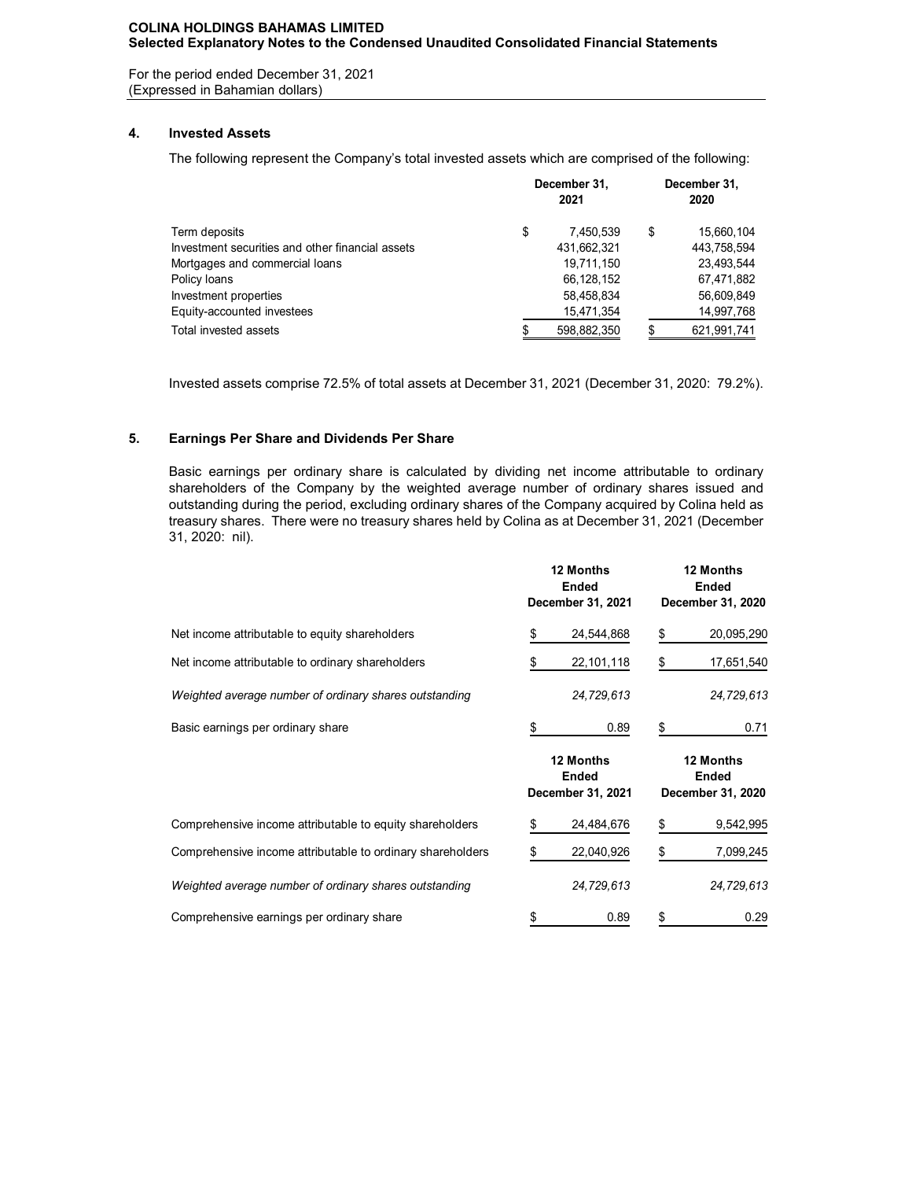**COLINA HOLDINGS BAHAMAS LIMITED**
**Selected Explanatory Notes to the Condensed Unaudited Consolidated Financial Statements**

For the period ended December 31, 2021
(Expressed in Bahamian dollars)

## 4. Invested Assets

The following represent the Company's total invested assets which are comprised of the following:

| | December 31, 2021 | December 31, 2020 |
|---|---|---|
| Term deposits | $ 7,450,539 | $ 15,660,104 |
| Investment securities and other financial assets | 431,662,321 | 443,758,594 |
| Mortgages and commercial loans | 19,711,150 | 23,493,544 |
| Policy loans | 66,128,152 | 67,471,882 |
| Investment properties | 58,458,834 | 56,609,849 |
| Equity-accounted investees | 15,471,354 | 14,997,768 |
| Total invested assets | $ 598,882,350 | $ 621,991,741 |

Invested assets comprise 72.5% of total assets at December 31, 2021 (December 31, 2020: 79.2%).

## 5. Earnings Per Share and Dividends Per Share

Basic earnings per ordinary share is calculated by dividing net income attributable to ordinary shareholders of the Company by the weighted average number of ordinary shares issued and outstanding during the period, excluding ordinary shares of the Company acquired by Colina held as treasury shares. There were no treasury shares held by Colina as at December 31, 2021 (December 31, 2020: nil).

| | 12 Months Ended December 31, 2021 | 12 Months Ended December 31, 2020 |
|---|---|---|
| Net income attributable to equity shareholders | $ 24,544,868 | $ 20,095,290 |
| Net income attributable to ordinary shareholders | $ 22,101,118 | $ 17,651,540 |
| *Weighted average number of ordinary shares outstanding* | *24,729,613* | *24,729,613* |
| Basic earnings per ordinary share | $ 0.89 | $ 0.71 |

| | 12 Months Ended December 31, 2021 | 12 Months Ended December 31, 2020 |
|---|---|---|
| Comprehensive income attributable to equity shareholders | $ 24,484,676 | $ 9,542,995 |
| Comprehensive income attributable to ordinary shareholders | $ 22,040,926 | $ 7,099,245 |
| *Weighted average number of ordinary shares outstanding* | *24,729,613* | *24,729,613* |
| Comprehensive earnings per ordinary share | $ 0.89 | $ 0.29 |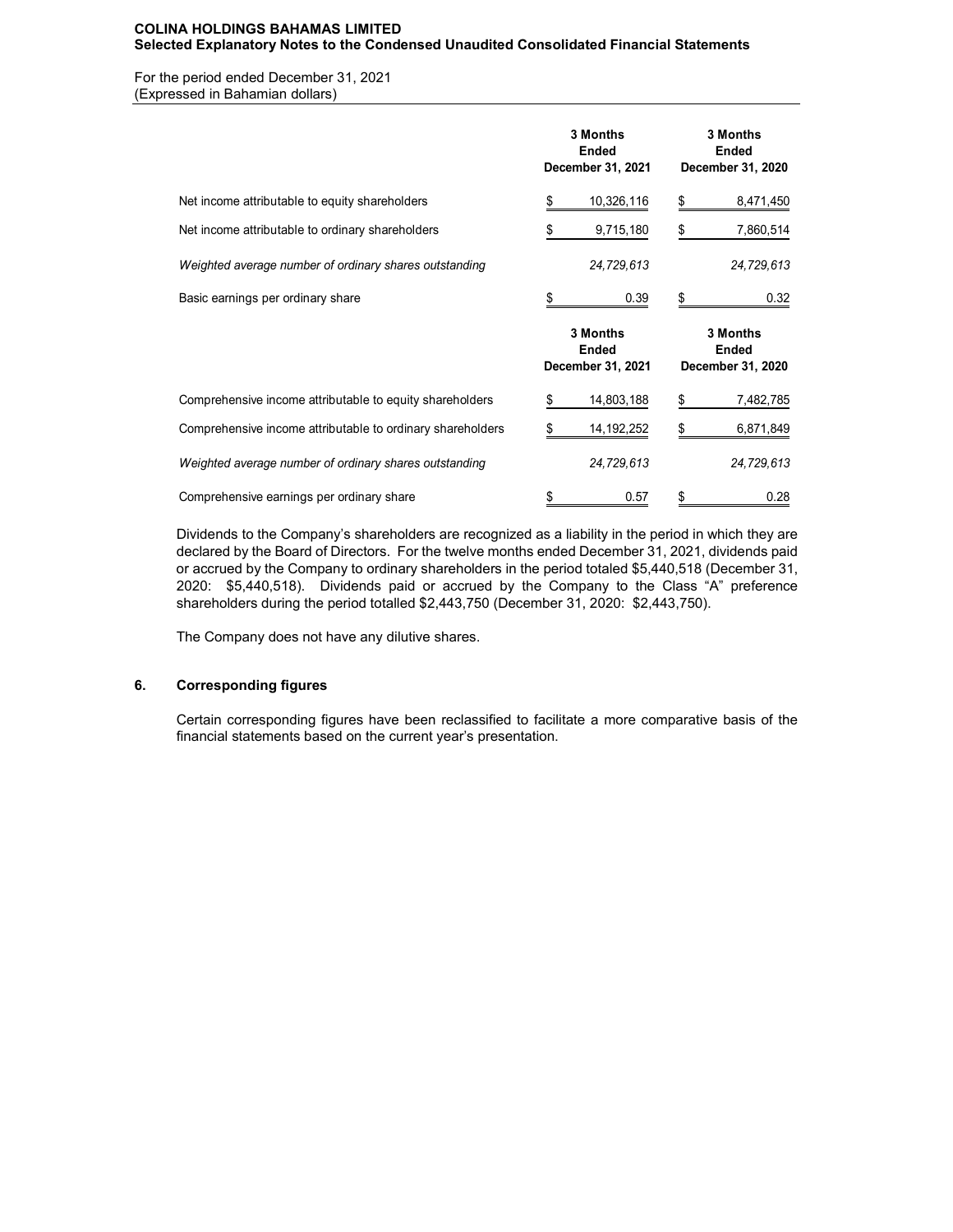**COLINA HOLDINGS BAHAMAS LIMITED**
**Selected Explanatory Notes to the Condensed Unaudited Consolidated Financial Statements**

For the period ended December 31, 2021
(Expressed in Bahamian dollars)

| | 3 Months Ended December 31, 2021 | 3 Months Ended December 31, 2020 |
|---|---|---|
| Net income attributable to equity shareholders | $ 10,326,116 | $ 8,471,450 |
| Net income attributable to ordinary shareholders | $ 9,715,180 | $ 7,860,514 |
| *Weighted average number of ordinary shares outstanding* | *24,729,613* | *24,729,613* |
| Basic earnings per ordinary share | $ 0.39 | $ 0.32 |

| | 3 Months Ended December 31, 2021 | 3 Months Ended December 31, 2020 |
|---|---|---|
| Comprehensive income attributable to equity shareholders | $ 14,803,188 | $ 7,482,785 |
| Comprehensive income attributable to ordinary shareholders | $ 14,192,252 | $ 6,871,849 |
| *Weighted average number of ordinary shares outstanding* | *24,729,613* | *24,729,613* |
| Comprehensive earnings per ordinary share | $ 0.57 | $ 0.28 |

Dividends to the Company's shareholders are recognized as a liability in the period in which they are declared by the Board of Directors. For the twelve months ended December 31, 2021, dividends paid or accrued by the Company to ordinary shareholders in the period totaled $5,440,518 (December 31, 2020: $5,440,518). Dividends paid or accrued by the Company to the Class "A" preference shareholders during the period totalled $2,443,750 (December 31, 2020: $2,443,750).

The Company does not have any dilutive shares.

## 6. Corresponding figures

Certain corresponding figures have been reclassified to facilitate a more comparative basis of the financial statements based on the current year's presentation.